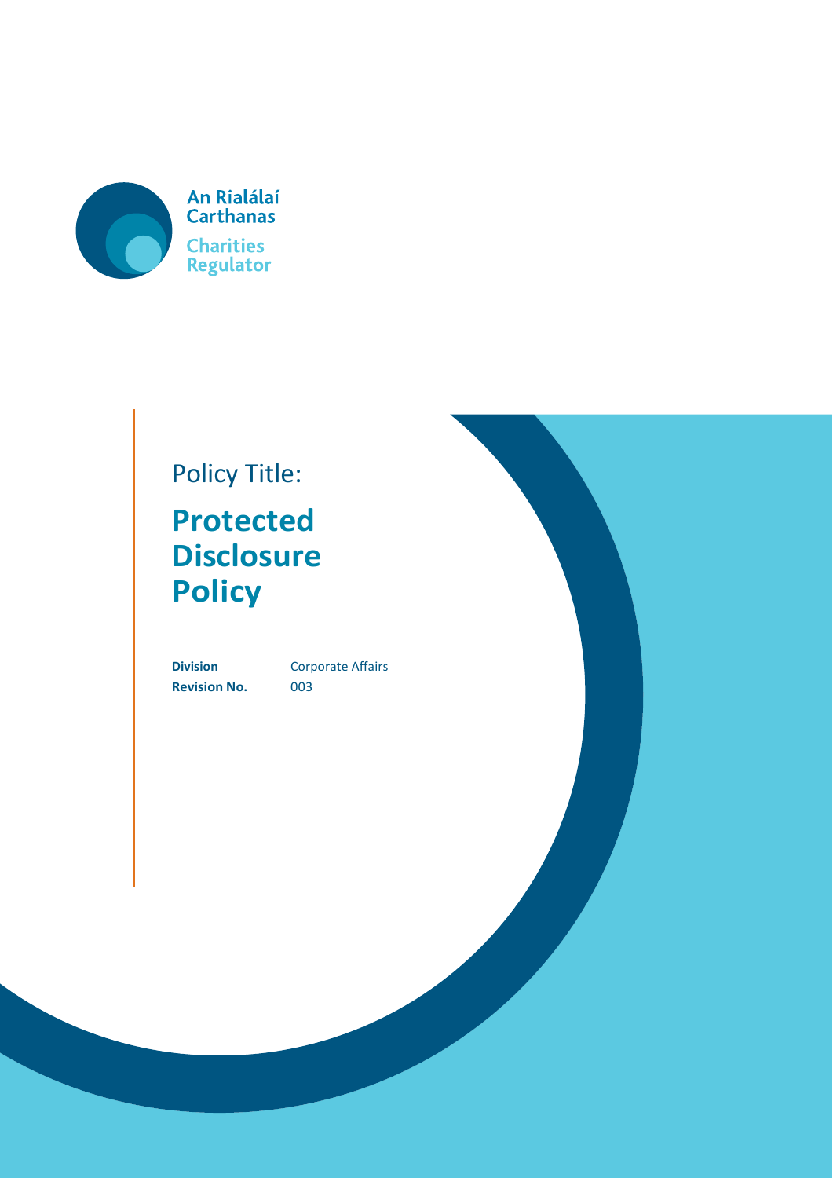An Rialálaí Carthanas

Charities Regulator

Policy Title:

# Protected Disclosure Policy

| **Division** | Corporate Affairs |
| --- | --- |
| **Revision No.** | 003 |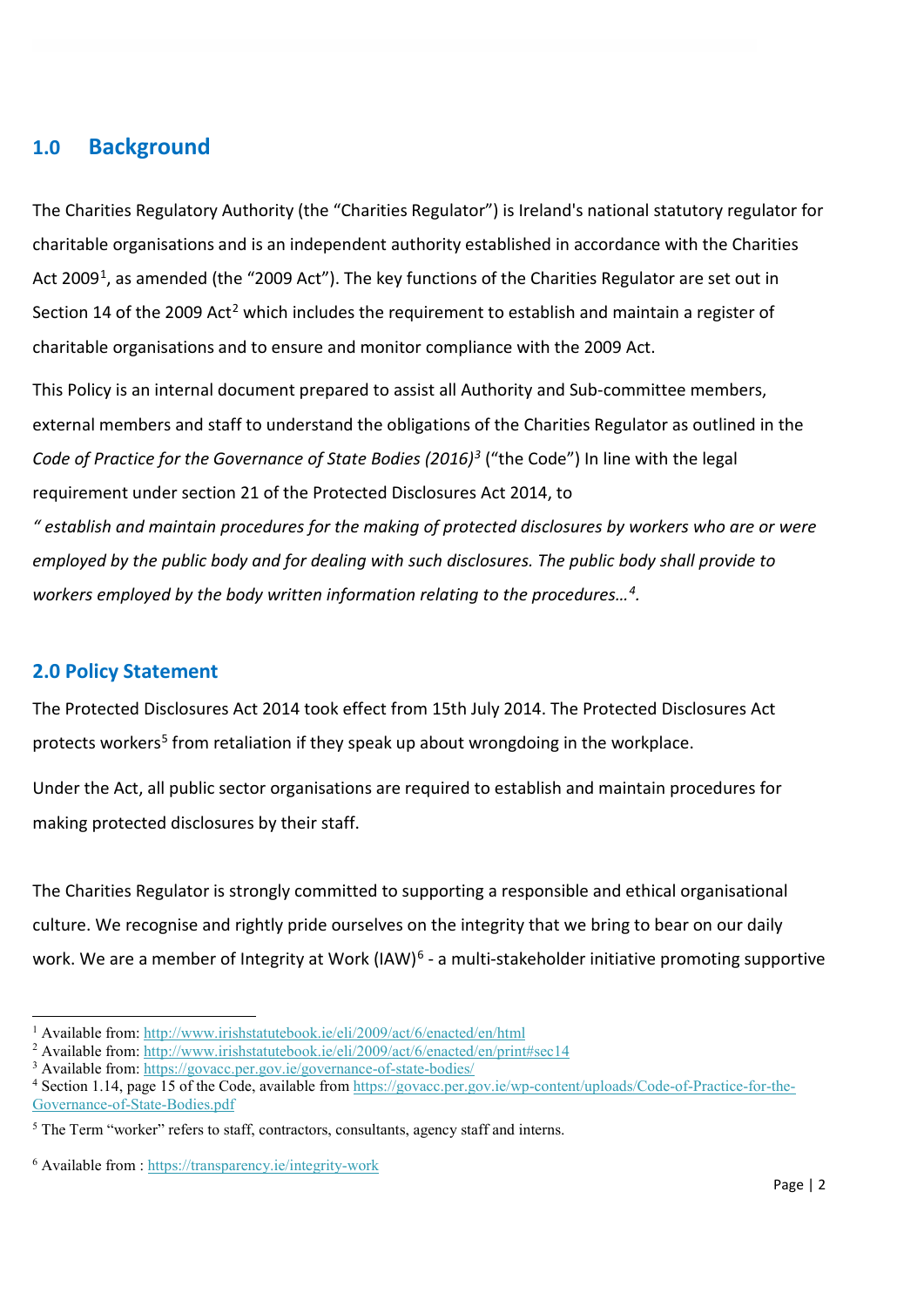## 1.0 Background

The Charities Regulatory Authority (the "Charities Regulator") is Ireland's national statutory regulator for charitable organisations and is an independent authority established in accordance with the Charities Act 2009[1], as amended (the "2009 Act"). The key functions of the Charities Regulator are set out in Section 14 of the 2009 Act[2] which includes the requirement to establish and maintain a register of charitable organisations and to ensure and monitor compliance with the 2009 Act.

This Policy is an internal document prepared to assist all Authority and Sub-committee members, external members and staff to understand the obligations of the Charities Regulator as outlined in the *Code of Practice for the Governance of State Bodies (2016)*[3] ("the Code") In line with the legal requirement under section 21 of the Protected Disclosures Act 2014, to

*" establish and maintain procedures for the making of protected disclosures by workers who are or were employed by the public body and for dealing with such disclosures. The public body shall provide to workers employed by the body written information relating to the procedures…*[4].

## 2.0 Policy Statement

The Protected Disclosures Act 2014 took effect from 15th July 2014. The Protected Disclosures Act protects workers[5] from retaliation if they speak up about wrongdoing in the workplace.

Under the Act, all public sector organisations are required to establish and maintain procedures for making protected disclosures by their staff.

The Charities Regulator is strongly committed to supporting a responsible and ethical organisational culture. We recognise and rightly pride ourselves on the integrity that we bring to bear on our daily work. We are a member of Integrity at Work (IAW)[6] - a multi-stakeholder initiative promoting supportive

---

[1] Available from: http://www.irishstatutebook.ie/eli/2009/act/6/enacted/en/html

[2] Available from: http://www.irishstatutebook.ie/eli/2009/act/6/enacted/en/print#sec14

[3] Available from: https://govacc.per.gov.ie/governance-of-state-bodies/

[4] Section 1.14, page 15 of the Code, available from https://govacc.per.gov.ie/wp-content/uploads/Code-of-Practice-for-the-Governance-of-State-Bodies.pdf

[5] The Term "worker" refers to staff, contractors, consultants, agency staff and interns.

[6] Available from : https://transparency.ie/integrity-work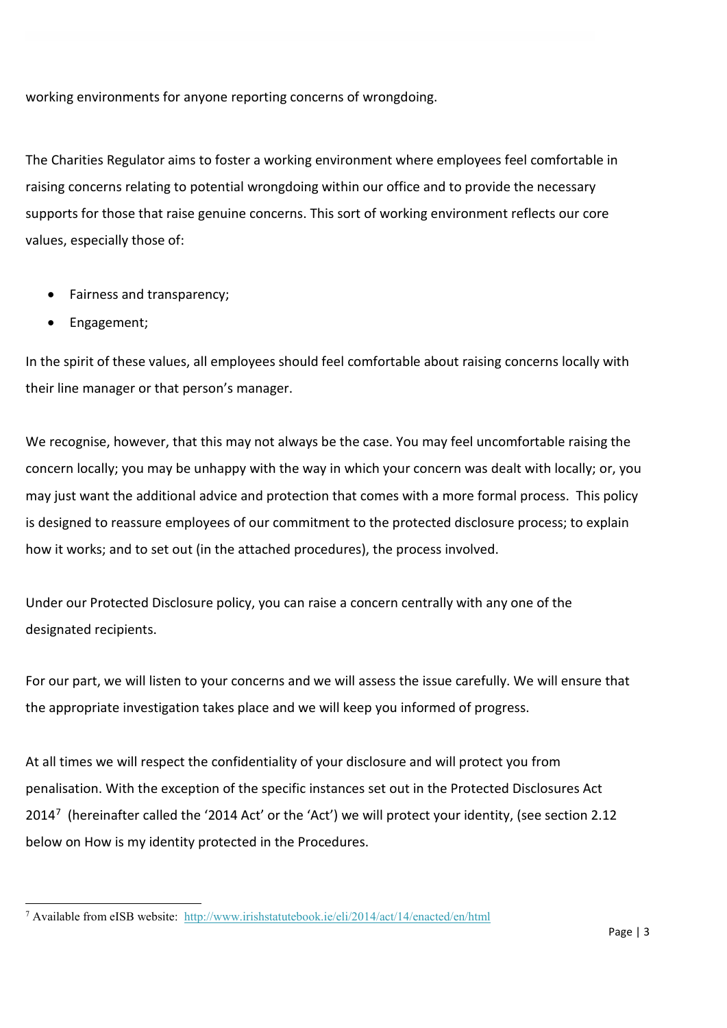working environments for anyone reporting concerns of wrongdoing.

The Charities Regulator aims to foster a working environment where employees feel comfortable in raising concerns relating to potential wrongdoing within our office and to provide the necessary supports for those that raise genuine concerns. This sort of working environment reflects our core values, especially those of:

- Fairness and transparency;
- Engagement;

In the spirit of these values, all employees should feel comfortable about raising concerns locally with their line manager or that person's manager.

We recognise, however, that this may not always be the case. You may feel uncomfortable raising the concern locally; you may be unhappy with the way in which your concern was dealt with locally; or, you may just want the additional advice and protection that comes with a more formal process. This policy is designed to reassure employees of our commitment to the protected disclosure process; to explain how it works; and to set out (in the attached procedures), the process involved.

Under our Protected Disclosure policy, you can raise a concern centrally with any one of the designated recipients.

For our part, we will listen to your concerns and we will assess the issue carefully. We will ensure that the appropriate investigation takes place and we will keep you informed of progress.

At all times we will respect the confidentiality of your disclosure and will protect you from penalisation. With the exception of the specific instances set out in the Protected Disclosures Act 2014[7] (hereinafter called the '2014 Act' or the 'Act') we will protect your identity, (see section 2.12 below on How is my identity protected in the Procedures.

[7] Available from eISB website: http://www.irishstatutebook.ie/eli/2014/act/14/enacted/en/html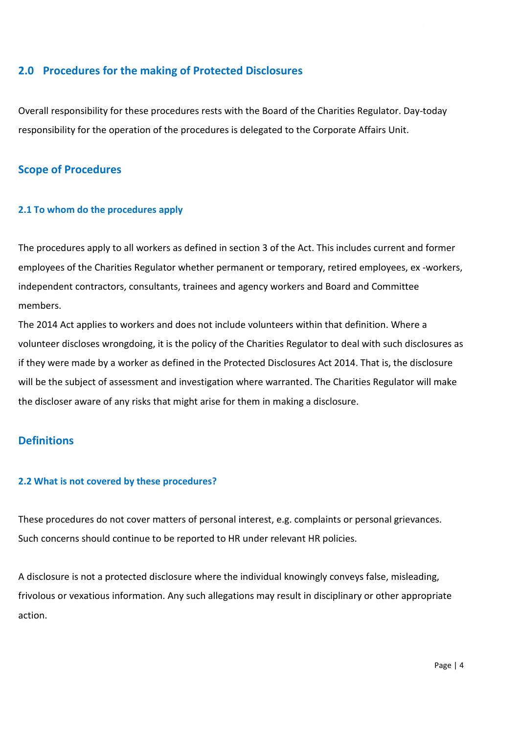## 2.0 Procedures for the making of Protected Disclosures

Overall responsibility for these procedures rests with the Board of the Charities Regulator. Day-today responsibility for the operation of the procedures is delegated to the Corporate Affairs Unit.

## Scope of Procedures

### 2.1 To whom do the procedures apply

The procedures apply to all workers as defined in section 3 of the Act. This includes current and former employees of the Charities Regulator whether permanent or temporary, retired employees, ex -workers, independent contractors, consultants, trainees and agency workers and Board and Committee members.

The 2014 Act applies to workers and does not include volunteers within that definition. Where a volunteer discloses wrongdoing, it is the policy of the Charities Regulator to deal with such disclosures as if they were made by a worker as defined in the Protected Disclosures Act 2014. That is, the disclosure will be the subject of assessment and investigation where warranted. The Charities Regulator will make the discloser aware of any risks that might arise for them in making a disclosure.

## Definitions

### 2.2 What is not covered by these procedures?

These procedures do not cover matters of personal interest, e.g. complaints or personal grievances. Such concerns should continue to be reported to HR under relevant HR policies.

A disclosure is not a protected disclosure where the individual knowingly conveys false, misleading, frivolous or vexatious information. Any such allegations may result in disciplinary or other appropriate action.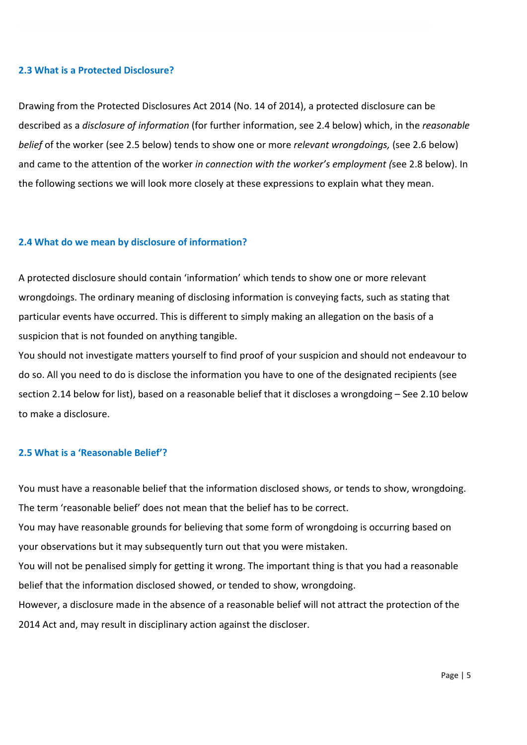### 2.3 What is a Protected Disclosure?

Drawing from the Protected Disclosures Act 2014 (No. 14 of 2014), a protected disclosure can be described as a *disclosure of information* (for further information, see 2.4 below) which, in the *reasonable belief* of the worker (see 2.5 below) tends to show one or more *relevant wrongdoings,* (see 2.6 below) and came to the attention of the worker *in connection with the worker's employment (*see 2.8 below). In the following sections we will look more closely at these expressions to explain what they mean.

### 2.4 What do we mean by disclosure of information?

A protected disclosure should contain 'information' which tends to show one or more relevant wrongdoings. The ordinary meaning of disclosing information is conveying facts, such as stating that particular events have occurred. This is different to simply making an allegation on the basis of a suspicion that is not founded on anything tangible.

You should not investigate matters yourself to find proof of your suspicion and should not endeavour to do so. All you need to do is disclose the information you have to one of the designated recipients (see section 2.14 below for list), based on a reasonable belief that it discloses a wrongdoing – See 2.10 below to make a disclosure.

### 2.5 What is a 'Reasonable Belief'?

You must have a reasonable belief that the information disclosed shows, or tends to show, wrongdoing. The term 'reasonable belief' does not mean that the belief has to be correct.

You may have reasonable grounds for believing that some form of wrongdoing is occurring based on your observations but it may subsequently turn out that you were mistaken.

You will not be penalised simply for getting it wrong. The important thing is that you had a reasonable belief that the information disclosed showed, or tended to show, wrongdoing.

However, a disclosure made in the absence of a reasonable belief will not attract the protection of the 2014 Act and, may result in disciplinary action against the discloser.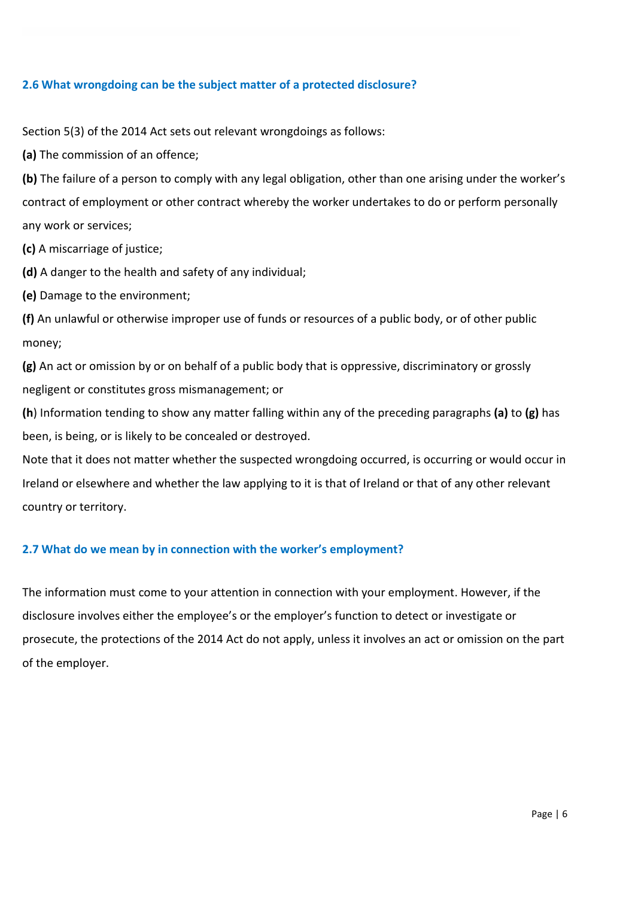### 2.6 What wrongdoing can be the subject matter of a protected disclosure?

Section 5(3) of the 2014 Act sets out relevant wrongdoings as follows:

**(a)** The commission of an offence;

**(b)** The failure of a person to comply with any legal obligation, other than one arising under the worker's contract of employment or other contract whereby the worker undertakes to do or perform personally any work or services;

**(c)** A miscarriage of justice;

**(d)** A danger to the health and safety of any individual;

**(e)** Damage to the environment;

**(f)** An unlawful or otherwise improper use of funds or resources of a public body, or of other public money;

**(g)** An act or omission by or on behalf of a public body that is oppressive, discriminatory or grossly negligent or constitutes gross mismanagement; or

**(h**) Information tending to show any matter falling within any of the preceding paragraphs **(a)** to **(g)** has been, is being, or is likely to be concealed or destroyed.

Note that it does not matter whether the suspected wrongdoing occurred, is occurring or would occur in Ireland or elsewhere and whether the law applying to it is that of Ireland or that of any other relevant country or territory.

### 2.7 What do we mean by in connection with the worker's employment?

The information must come to your attention in connection with your employment. However, if the disclosure involves either the employee's or the employer's function to detect or investigate or prosecute, the protections of the 2014 Act do not apply, unless it involves an act or omission on the part of the employer.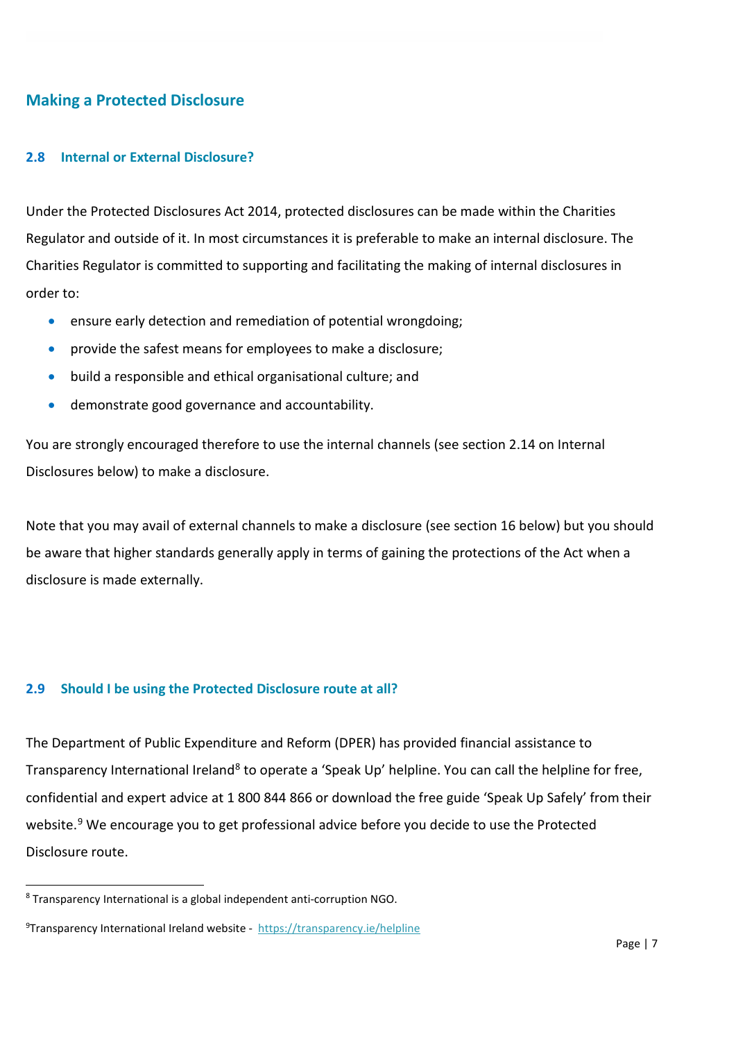## Making a Protected Disclosure

### 2.8 Internal or External Disclosure?

Under the Protected Disclosures Act 2014, protected disclosures can be made within the Charities Regulator and outside of it. In most circumstances it is preferable to make an internal disclosure. The Charities Regulator is committed to supporting and facilitating the making of internal disclosures in order to:

- ensure early detection and remediation of potential wrongdoing;
- provide the safest means for employees to make a disclosure;
- build a responsible and ethical organisational culture; and
- demonstrate good governance and accountability.

You are strongly encouraged therefore to use the internal channels (see section 2.14 on Internal Disclosures below) to make a disclosure.

Note that you may avail of external channels to make a disclosure (see section 16 below) but you should be aware that higher standards generally apply in terms of gaining the protections of the Act when a disclosure is made externally.

### 2.9 Should I be using the Protected Disclosure route at all?

The Department of Public Expenditure and Reform (DPER) has provided financial assistance to Transparency International Ireland[8] to operate a 'Speak Up' helpline. You can call the helpline for free, confidential and expert advice at 1 800 844 866 or download the free guide 'Speak Up Safely' from their website.[9] We encourage you to get professional advice before you decide to use the Protected Disclosure route.

---

[8] Transparency International is a global independent anti-corruption NGO.

[9] Transparency International Ireland website - https://transparency.ie/helpline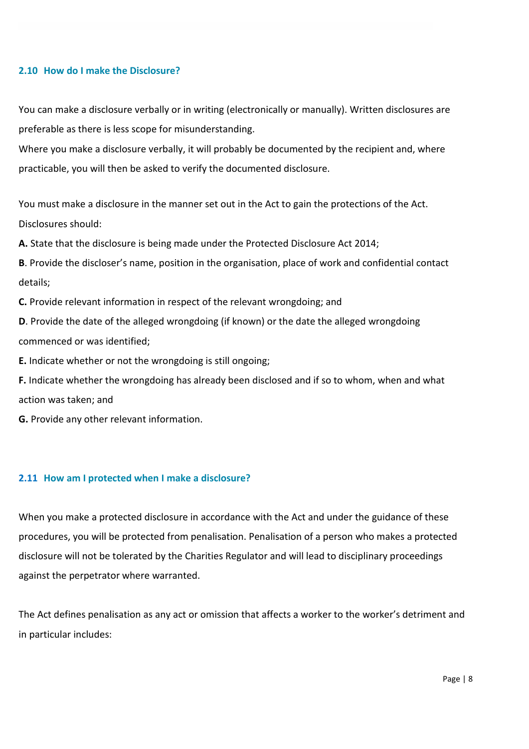### 2.10 How do I make the Disclosure?

You can make a disclosure verbally or in writing (electronically or manually). Written disclosures are preferable as there is less scope for misunderstanding.

Where you make a disclosure verbally, it will probably be documented by the recipient and, where practicable, you will then be asked to verify the documented disclosure.

You must make a disclosure in the manner set out in the Act to gain the protections of the Act. Disclosures should:

**A.** State that the disclosure is being made under the Protected Disclosure Act 2014;

**B**. Provide the discloser's name, position in the organisation, place of work and confidential contact details;

**C.** Provide relevant information in respect of the relevant wrongdoing; and

**D**. Provide the date of the alleged wrongdoing (if known) or the date the alleged wrongdoing commenced or was identified;

**E.** Indicate whether or not the wrongdoing is still ongoing;

**F.** Indicate whether the wrongdoing has already been disclosed and if so to whom, when and what action was taken; and

**G.** Provide any other relevant information.

### 2.11 How am I protected when I make a disclosure?

When you make a protected disclosure in accordance with the Act and under the guidance of these procedures, you will be protected from penalisation. Penalisation of a person who makes a protected disclosure will not be tolerated by the Charities Regulator and will lead to disciplinary proceedings against the perpetrator where warranted.

The Act defines penalisation as any act or omission that affects a worker to the worker's detriment and in particular includes: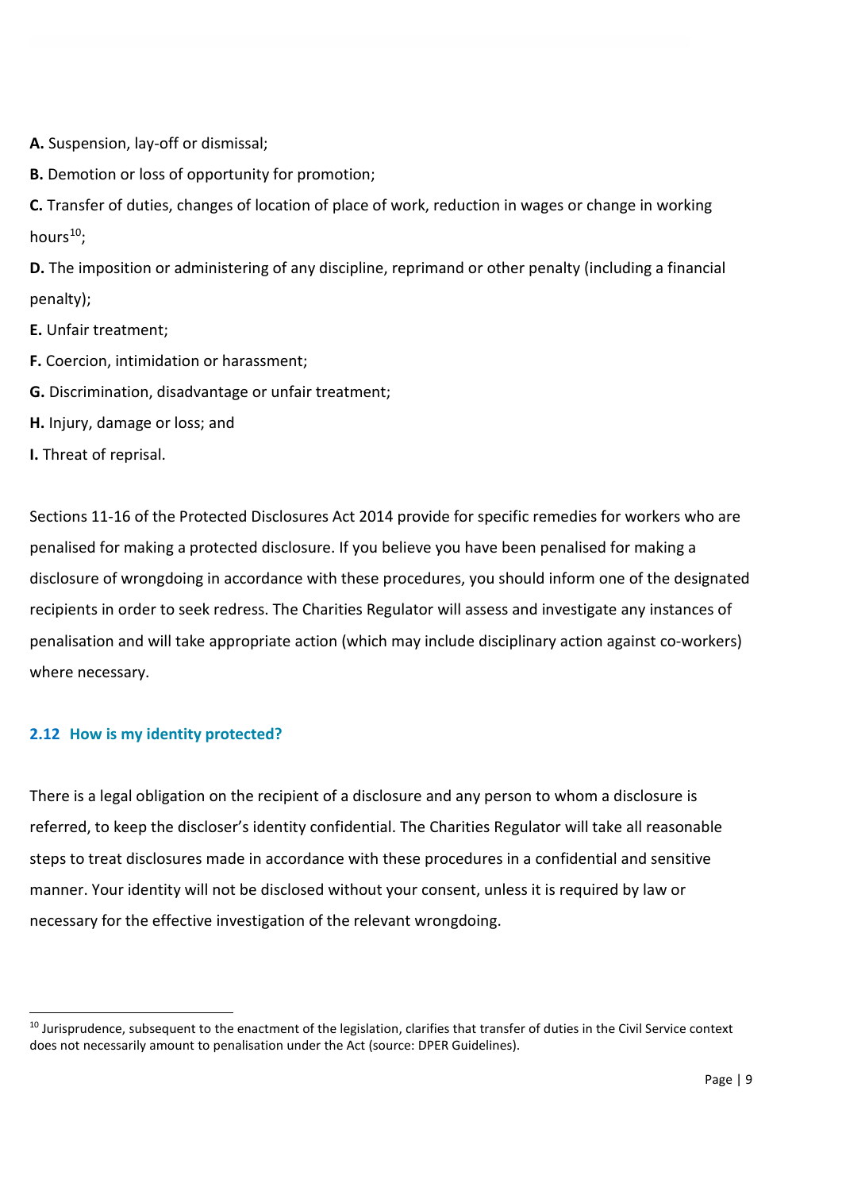**A.** Suspension, lay-off or dismissal;

**B.** Demotion or loss of opportunity for promotion;

**C.** Transfer of duties, changes of location of place of work, reduction in wages or change in working hours[10];

**D.** The imposition or administering of any discipline, reprimand or other penalty (including a financial penalty);

**E.** Unfair treatment;

**F.** Coercion, intimidation or harassment;

**G.** Discrimination, disadvantage or unfair treatment;

**H.** Injury, damage or loss; and

**I.** Threat of reprisal.

Sections 11-16 of the Protected Disclosures Act 2014 provide for specific remedies for workers who are penalised for making a protected disclosure. If you believe you have been penalised for making a disclosure of wrongdoing in accordance with these procedures, you should inform one of the designated recipients in order to seek redress. The Charities Regulator will assess and investigate any instances of penalisation and will take appropriate action (which may include disciplinary action against co-workers) where necessary.

### 2.12 How is my identity protected?

There is a legal obligation on the recipient of a disclosure and any person to whom a disclosure is referred, to keep the discloser's identity confidential. The Charities Regulator will take all reasonable steps to treat disclosures made in accordance with these procedures in a confidential and sensitive manner. Your identity will not be disclosed without your consent, unless it is required by law or necessary for the effective investigation of the relevant wrongdoing.

---

[10] Jurisprudence, subsequent to the enactment of the legislation, clarifies that transfer of duties in the Civil Service context does not necessarily amount to penalisation under the Act (source: DPER Guidelines).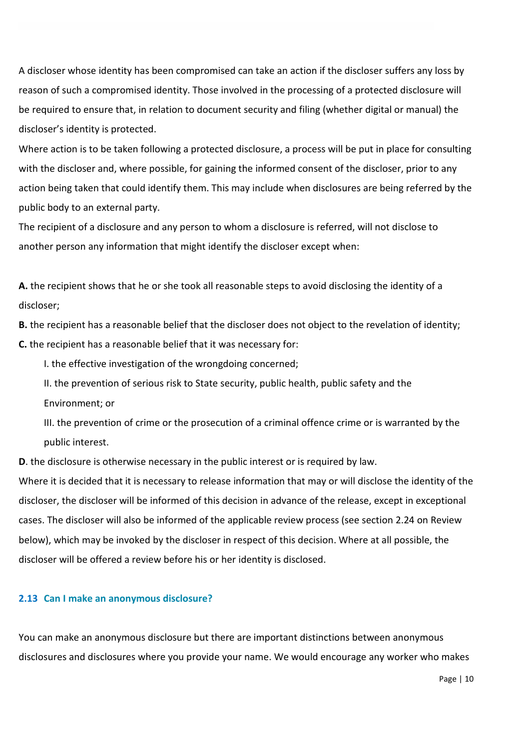A discloser whose identity has been compromised can take an action if the discloser suffers any loss by reason of such a compromised identity. Those involved in the processing of a protected disclosure will be required to ensure that, in relation to document security and filing (whether digital or manual) the discloser's identity is protected.

Where action is to be taken following a protected disclosure, a process will be put in place for consulting with the discloser and, where possible, for gaining the informed consent of the discloser, prior to any action being taken that could identify them. This may include when disclosures are being referred by the public body to an external party.

The recipient of a disclosure and any person to whom a disclosure is referred, will not disclose to another person any information that might identify the discloser except when:

**A.** the recipient shows that he or she took all reasonable steps to avoid disclosing the identity of a discloser;

**B.** the recipient has a reasonable belief that the discloser does not object to the revelation of identity;

**C.** the recipient has a reasonable belief that it was necessary for:

I. the effective investigation of the wrongdoing concerned;

II. the prevention of serious risk to State security, public health, public safety and the Environment; or

III. the prevention of crime or the prosecution of a criminal offence crime or is warranted by the public interest.

**D**. the disclosure is otherwise necessary in the public interest or is required by law.

Where it is decided that it is necessary to release information that may or will disclose the identity of the discloser, the discloser will be informed of this decision in advance of the release, except in exceptional cases. The discloser will also be informed of the applicable review process (see section 2.24 on Review below), which may be invoked by the discloser in respect of this decision. Where at all possible, the discloser will be offered a review before his or her identity is disclosed.

### 2.13 Can I make an anonymous disclosure?

You can make an anonymous disclosure but there are important distinctions between anonymous disclosures and disclosures where you provide your name. We would encourage any worker who makes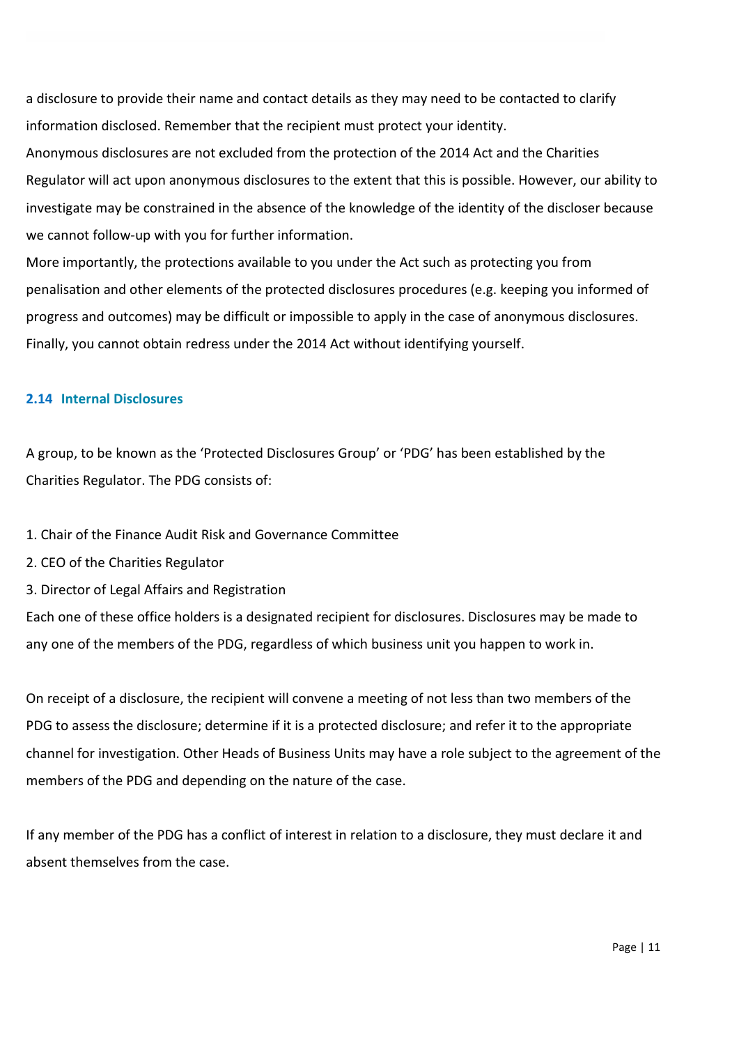a disclosure to provide their name and contact details as they may need to be contacted to clarify information disclosed. Remember that the recipient must protect your identity.

Anonymous disclosures are not excluded from the protection of the 2014 Act and the Charities Regulator will act upon anonymous disclosures to the extent that this is possible. However, our ability to investigate may be constrained in the absence of the knowledge of the identity of the discloser because we cannot follow-up with you for further information.

More importantly, the protections available to you under the Act such as protecting you from penalisation and other elements of the protected disclosures procedures (e.g. keeping you informed of progress and outcomes) may be difficult or impossible to apply in the case of anonymous disclosures. Finally, you cannot obtain redress under the 2014 Act without identifying yourself.

## 2.14 Internal Disclosures

A group, to be known as the 'Protected Disclosures Group' or 'PDG' has been established by the Charities Regulator. The PDG consists of:

1. Chair of the Finance Audit Risk and Governance Committee
2. CEO of the Charities Regulator
3. Director of Legal Affairs and Registration

Each one of these office holders is a designated recipient for disclosures. Disclosures may be made to any one of the members of the PDG, regardless of which business unit you happen to work in.

On receipt of a disclosure, the recipient will convene a meeting of not less than two members of the PDG to assess the disclosure; determine if it is a protected disclosure; and refer it to the appropriate channel for investigation. Other Heads of Business Units may have a role subject to the agreement of the members of the PDG and depending on the nature of the case.

If any member of the PDG has a conflict of interest in relation to a disclosure, they must declare it and absent themselves from the case.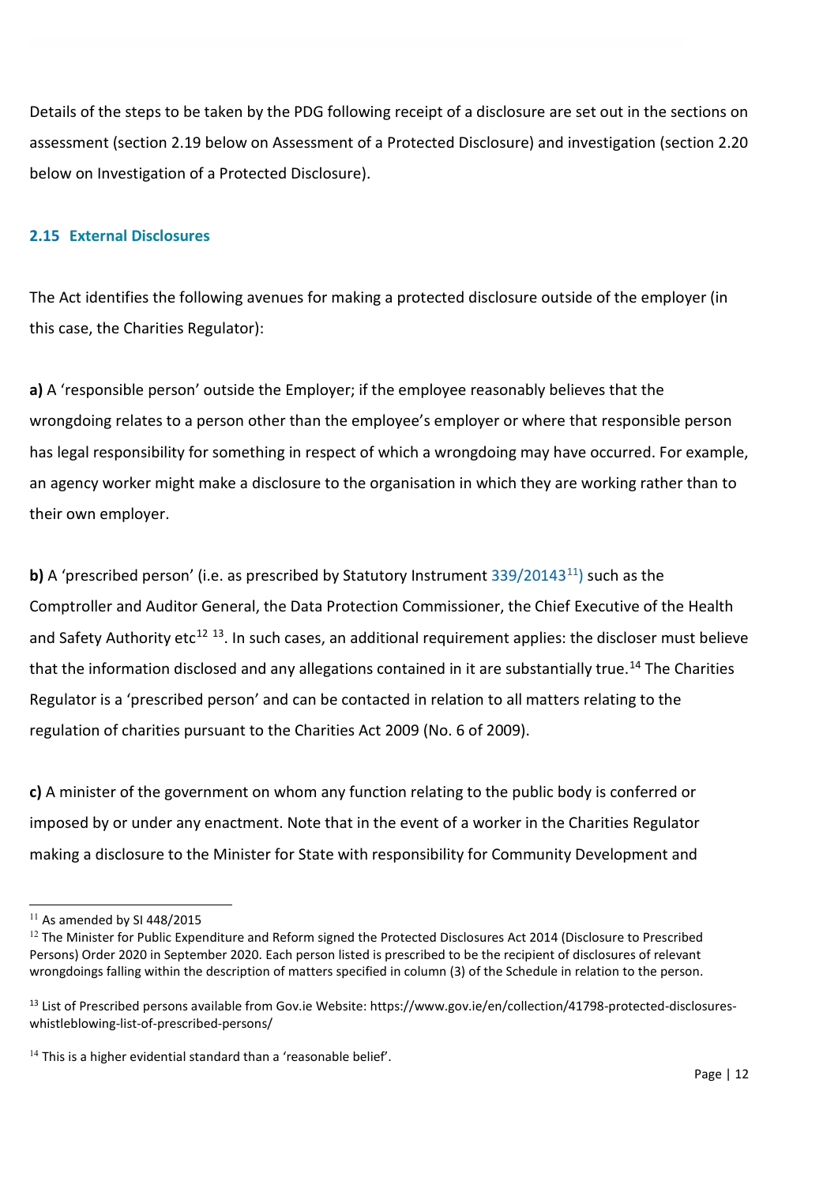Details of the steps to be taken by the PDG following receipt of a disclosure are set out in the sections on assessment (section 2.19 below on Assessment of a Protected Disclosure) and investigation (section 2.20 below on Investigation of a Protected Disclosure).

## 2.15 External Disclosures

The Act identifies the following avenues for making a protected disclosure outside of the employer (in this case, the Charities Regulator):

**a)** A 'responsible person' outside the Employer; if the employee reasonably believes that the wrongdoing relates to a person other than the employee's employer or where that responsible person has legal responsibility for something in respect of which a wrongdoing may have occurred. For example, an agency worker might make a disclosure to the organisation in which they are working rather than to their own employer.

**b)** A 'prescribed person' (i.e. as prescribed by Statutory Instrument 339/20143[11]) such as the Comptroller and Auditor General, the Data Protection Commissioner, the Chief Executive of the Health and Safety Authority etc[12] [13]. In such cases, an additional requirement applies: the discloser must believe that the information disclosed and any allegations contained in it are substantially true.[14] The Charities Regulator is a 'prescribed person' and can be contacted in relation to all matters relating to the regulation of charities pursuant to the Charities Act 2009 (No. 6 of 2009).

**c)** A minister of the government on whom any function relating to the public body is conferred or imposed by or under any enactment. Note that in the event of a worker in the Charities Regulator making a disclosure to the Minister for State with responsibility for Community Development and

---

[11] As amended by SI 448/2015

[12] The Minister for Public Expenditure and Reform signed the Protected Disclosures Act 2014 (Disclosure to Prescribed Persons) Order 2020 in September 2020. Each person listed is prescribed to be the recipient of disclosures of relevant wrongdoings falling within the description of matters specified in column (3) of the Schedule in relation to the person.

[13] List of Prescribed persons available from Gov.ie Website: https://www.gov.ie/en/collection/41798-protected-disclosures-whistleblowing-list-of-prescribed-persons/

[14] This is a higher evidential standard than a 'reasonable belief'.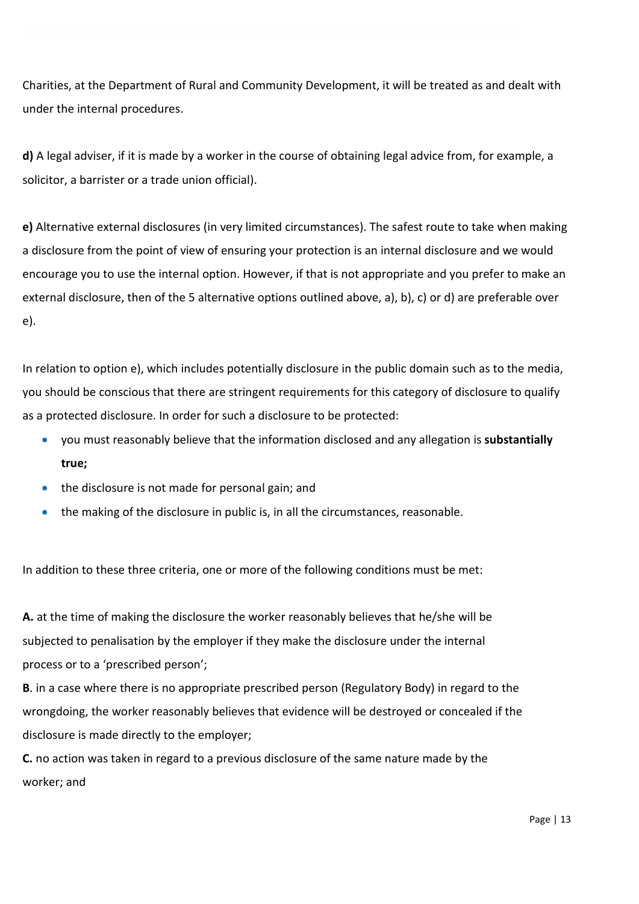Charities, at the Department of Rural and Community Development, it will be treated as and dealt with under the internal procedures.

**d)** A legal adviser, if it is made by a worker in the course of obtaining legal advice from, for example, a solicitor, a barrister or a trade union official).

**e)** Alternative external disclosures (in very limited circumstances). The safest route to take when making a disclosure from the point of view of ensuring your protection is an internal disclosure and we would encourage you to use the internal option. However, if that is not appropriate and you prefer to make an external disclosure, then of the 5 alternative options outlined above, a), b), c) or d) are preferable over e).

In relation to option e), which includes potentially disclosure in the public domain such as to the media, you should be conscious that there are stringent requirements for this category of disclosure to qualify as a protected disclosure. In order for such a disclosure to be protected:

- you must reasonably believe that the information disclosed and any allegation is **substantially true;**
- the disclosure is not made for personal gain; and
- the making of the disclosure in public is, in all the circumstances, reasonable.

In addition to these three criteria, one or more of the following conditions must be met:

**A.** at the time of making the disclosure the worker reasonably believes that he/she will be subjected to penalisation by the employer if they make the disclosure under the internal process or to a 'prescribed person';

**B**. in a case where there is no appropriate prescribed person (Regulatory Body) in regard to the wrongdoing, the worker reasonably believes that evidence will be destroyed or concealed if the disclosure is made directly to the employer;

**C.** no action was taken in regard to a previous disclosure of the same nature made by the worker; and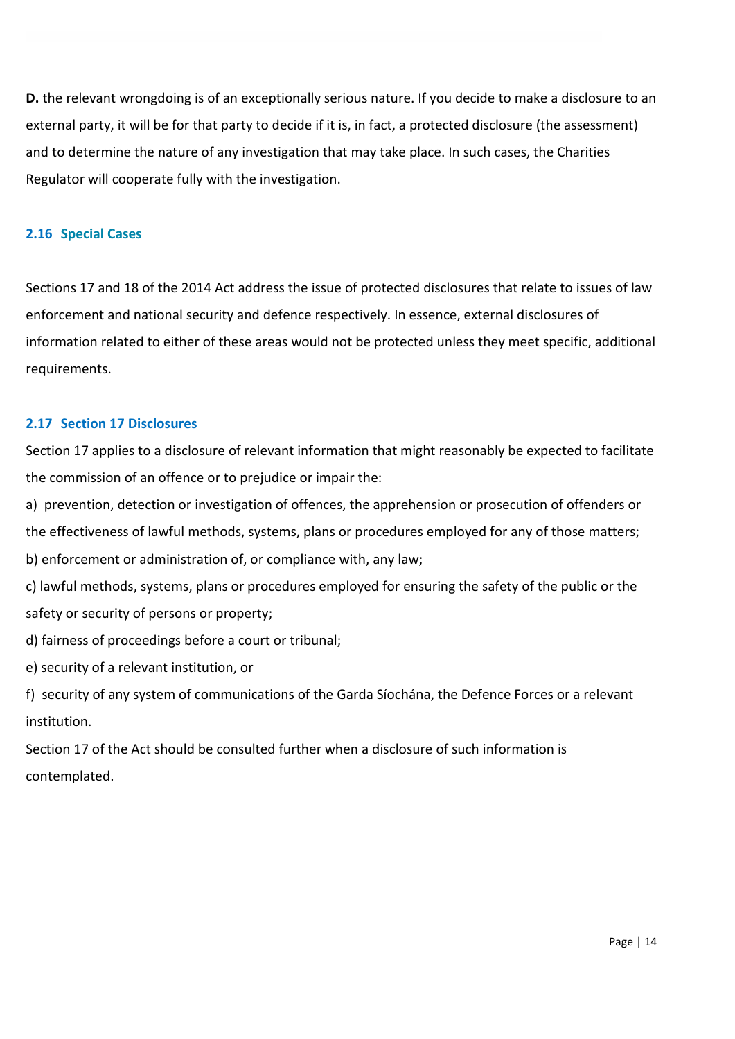**D.** the relevant wrongdoing is of an exceptionally serious nature. If you decide to make a disclosure to an external party, it will be for that party to decide if it is, in fact, a protected disclosure (the assessment) and to determine the nature of any investigation that may take place. In such cases, the Charities Regulator will cooperate fully with the investigation.

### 2.16 Special Cases

Sections 17 and 18 of the 2014 Act address the issue of protected disclosures that relate to issues of law enforcement and national security and defence respectively. In essence, external disclosures of information related to either of these areas would not be protected unless they meet specific, additional requirements.

### 2.17 Section 17 Disclosures

Section 17 applies to a disclosure of relevant information that might reasonably be expected to facilitate the commission of an offence or to prejudice or impair the:

a) prevention, detection or investigation of offences, the apprehension or prosecution of offenders or the effectiveness of lawful methods, systems, plans or procedures employed for any of those matters;

b) enforcement or administration of, or compliance with, any law;

c) lawful methods, systems, plans or procedures employed for ensuring the safety of the public or the safety or security of persons or property;

d) fairness of proceedings before a court or tribunal;

e) security of a relevant institution, or

f) security of any system of communications of the Garda Síochána, the Defence Forces or a relevant institution.

Section 17 of the Act should be consulted further when a disclosure of such information is contemplated.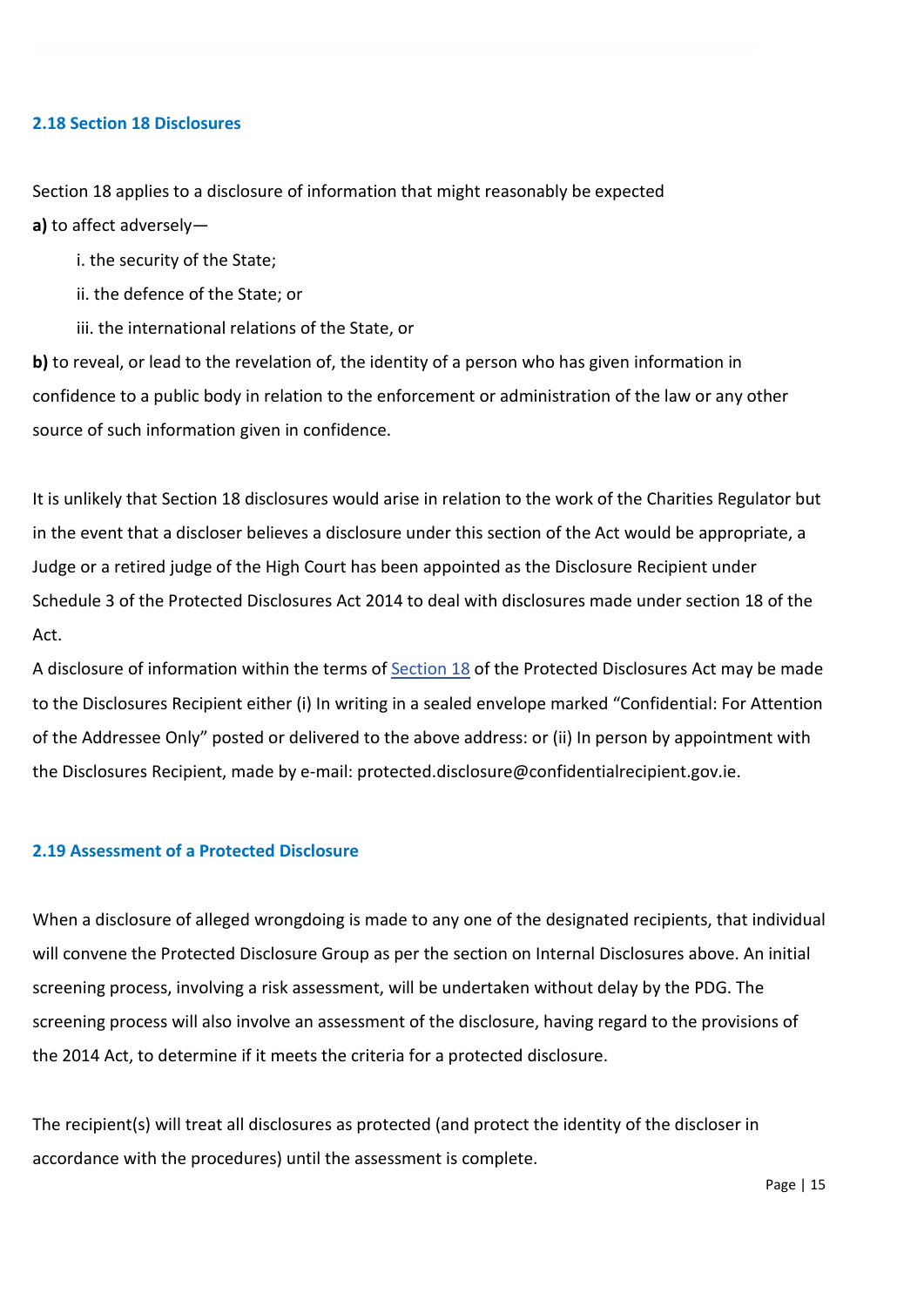### 2.18 Section 18 Disclosures

Section 18 applies to a disclosure of information that might reasonably be expected

**a)** to affect adversely—

i. the security of the State;

ii. the defence of the State; or

iii. the international relations of the State, or

**b)** to reveal, or lead to the revelation of, the identity of a person who has given information in confidence to a public body in relation to the enforcement or administration of the law or any other source of such information given in confidence.

It is unlikely that Section 18 disclosures would arise in relation to the work of the Charities Regulator but in the event that a discloser believes a disclosure under this section of the Act would be appropriate, a Judge or a retired judge of the High Court has been appointed as the Disclosure Recipient under Schedule 3 of the Protected Disclosures Act 2014 to deal with disclosures made under section 18 of the Act.

A disclosure of information within the terms of Section 18 of the Protected Disclosures Act may be made to the Disclosures Recipient either (i) In writing in a sealed envelope marked "Confidential: For Attention of the Addressee Only" posted or delivered to the above address: or (ii) In person by appointment with the Disclosures Recipient, made by e-mail: protected.disclosure@confidentialrecipient.gov.ie.

### 2.19 Assessment of a Protected Disclosure

When a disclosure of alleged wrongdoing is made to any one of the designated recipients, that individual will convene the Protected Disclosure Group as per the section on Internal Disclosures above. An initial screening process, involving a risk assessment, will be undertaken without delay by the PDG. The screening process will also involve an assessment of the disclosure, having regard to the provisions of the 2014 Act, to determine if it meets the criteria for a protected disclosure.

The recipient(s) will treat all disclosures as protected (and protect the identity of the discloser in accordance with the procedures) until the assessment is complete.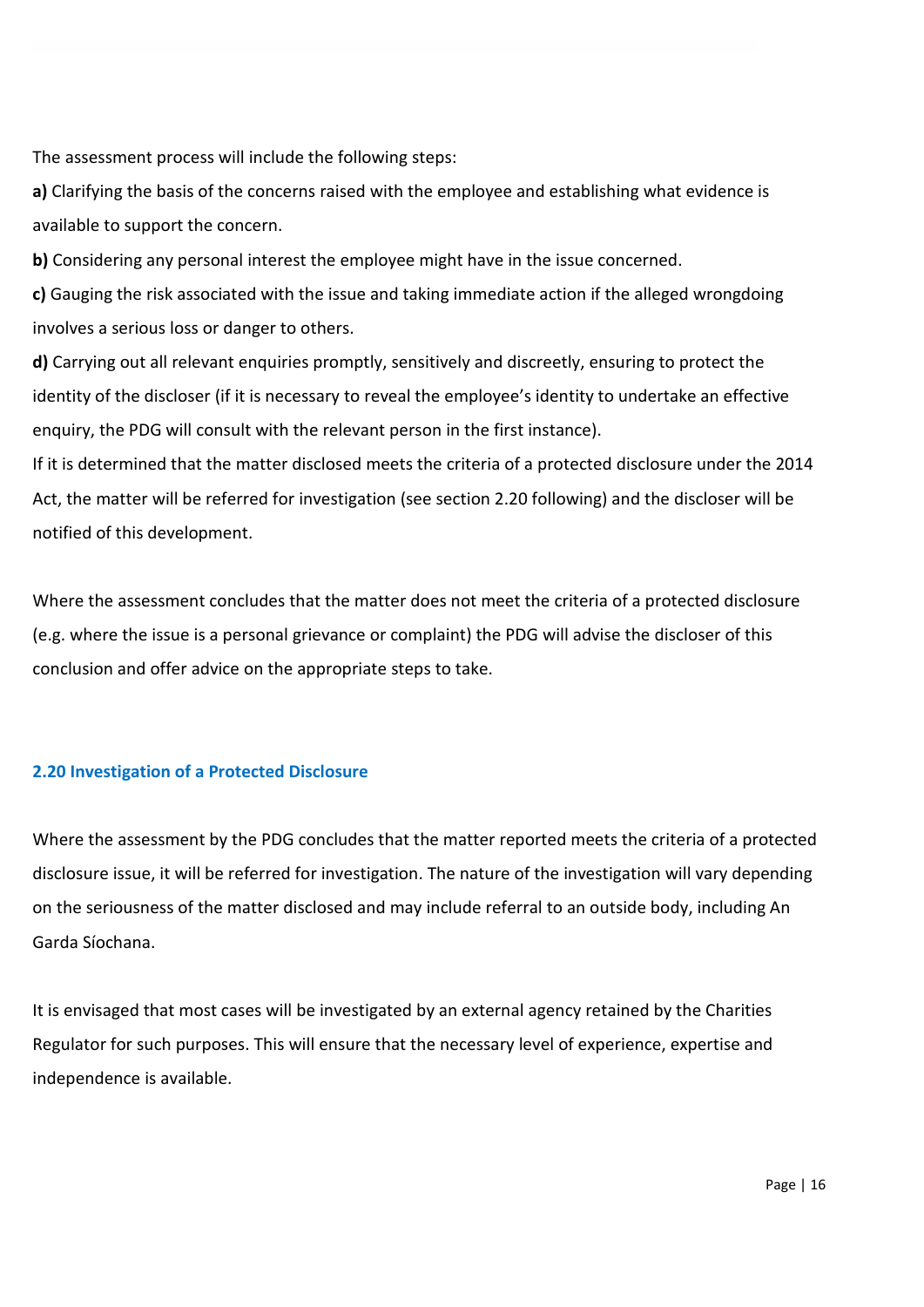The assessment process will include the following steps:

**a)** Clarifying the basis of the concerns raised with the employee and establishing what evidence is available to support the concern.

**b)** Considering any personal interest the employee might have in the issue concerned.

**c)** Gauging the risk associated with the issue and taking immediate action if the alleged wrongdoing involves a serious loss or danger to others.

**d)** Carrying out all relevant enquiries promptly, sensitively and discreetly, ensuring to protect the identity of the discloser (if it is necessary to reveal the employee's identity to undertake an effective enquiry, the PDG will consult with the relevant person in the first instance).

If it is determined that the matter disclosed meets the criteria of a protected disclosure under the 2014 Act, the matter will be referred for investigation (see section 2.20 following) and the discloser will be notified of this development.

Where the assessment concludes that the matter does not meet the criteria of a protected disclosure (e.g. where the issue is a personal grievance or complaint) the PDG will advise the discloser of this conclusion and offer advice on the appropriate steps to take.

### 2.20 Investigation of a Protected Disclosure

Where the assessment by the PDG concludes that the matter reported meets the criteria of a protected disclosure issue, it will be referred for investigation. The nature of the investigation will vary depending on the seriousness of the matter disclosed and may include referral to an outside body, including An Garda Síochana.

It is envisaged that most cases will be investigated by an external agency retained by the Charities Regulator for such purposes. This will ensure that the necessary level of experience, expertise and independence is available.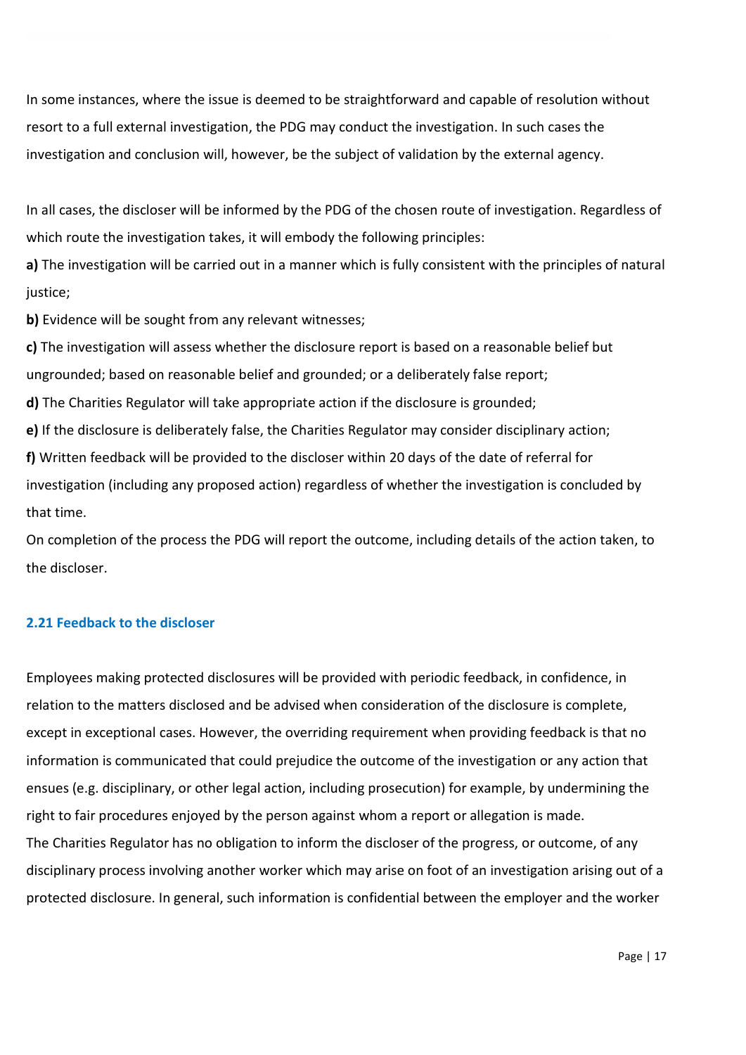In some instances, where the issue is deemed to be straightforward and capable of resolution without resort to a full external investigation, the PDG may conduct the investigation. In such cases the investigation and conclusion will, however, be the subject of validation by the external agency.

In all cases, the discloser will be informed by the PDG of the chosen route of investigation. Regardless of which route the investigation takes, it will embody the following principles:

**a)** The investigation will be carried out in a manner which is fully consistent with the principles of natural justice;

**b)** Evidence will be sought from any relevant witnesses;

**c)** The investigation will assess whether the disclosure report is based on a reasonable belief but ungrounded; based on reasonable belief and grounded; or a deliberately false report;

**d)** The Charities Regulator will take appropriate action if the disclosure is grounded;

**e)** If the disclosure is deliberately false, the Charities Regulator may consider disciplinary action;

**f)** Written feedback will be provided to the discloser within 20 days of the date of referral for investigation (including any proposed action) regardless of whether the investigation is concluded by that time.

On completion of the process the PDG will report the outcome, including details of the action taken, to the discloser.

### 2.21 Feedback to the discloser

Employees making protected disclosures will be provided with periodic feedback, in confidence, in relation to the matters disclosed and be advised when consideration of the disclosure is complete, except in exceptional cases. However, the overriding requirement when providing feedback is that no information is communicated that could prejudice the outcome of the investigation or any action that ensues (e.g. disciplinary, or other legal action, including prosecution) for example, by undermining the right to fair procedures enjoyed by the person against whom a report or allegation is made.

The Charities Regulator has no obligation to inform the discloser of the progress, or outcome, of any disciplinary process involving another worker which may arise on foot of an investigation arising out of a protected disclosure. In general, such information is confidential between the employer and the worker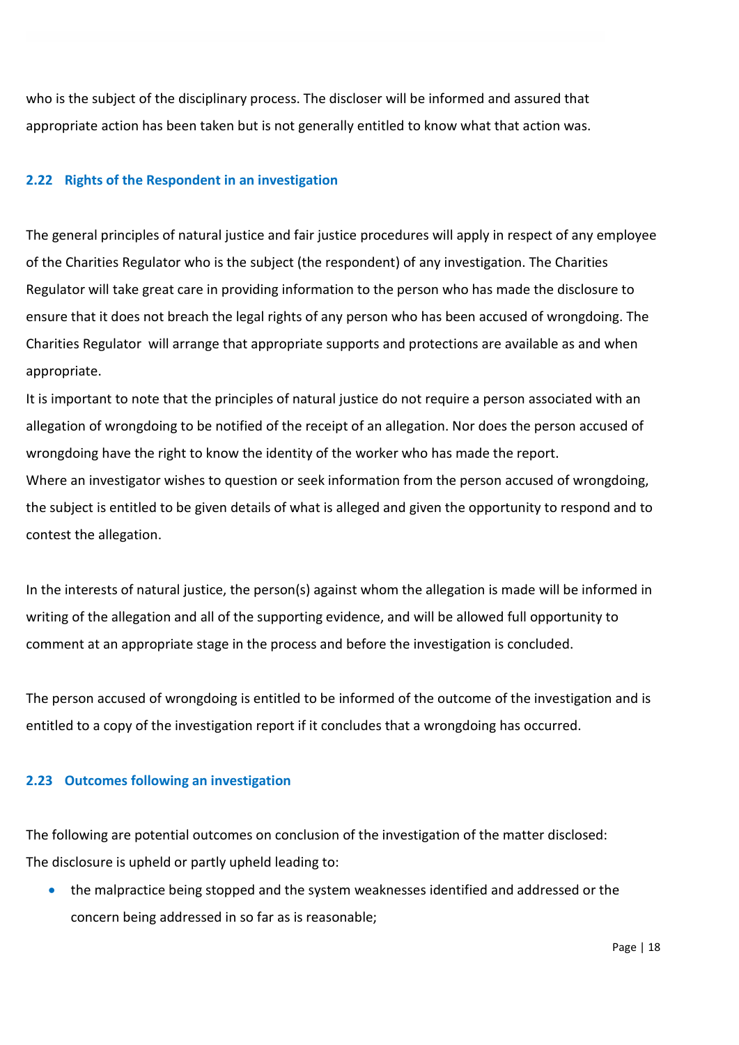who is the subject of the disciplinary process. The discloser will be informed and assured that appropriate action has been taken but is not generally entitled to know what that action was.

### 2.22 Rights of the Respondent in an investigation

The general principles of natural justice and fair justice procedures will apply in respect of any employee of the Charities Regulator who is the subject (the respondent) of any investigation. The Charities Regulator will take great care in providing information to the person who has made the disclosure to ensure that it does not breach the legal rights of any person who has been accused of wrongdoing. The Charities Regulator will arrange that appropriate supports and protections are available as and when appropriate.

It is important to note that the principles of natural justice do not require a person associated with an allegation of wrongdoing to be notified of the receipt of an allegation. Nor does the person accused of wrongdoing have the right to know the identity of the worker who has made the report.

Where an investigator wishes to question or seek information from the person accused of wrongdoing, the subject is entitled to be given details of what is alleged and given the opportunity to respond and to contest the allegation.

In the interests of natural justice, the person(s) against whom the allegation is made will be informed in writing of the allegation and all of the supporting evidence, and will be allowed full opportunity to comment at an appropriate stage in the process and before the investigation is concluded.

The person accused of wrongdoing is entitled to be informed of the outcome of the investigation and is entitled to a copy of the investigation report if it concludes that a wrongdoing has occurred.

### 2.23 Outcomes following an investigation

The following are potential outcomes on conclusion of the investigation of the matter disclosed:

The disclosure is upheld or partly upheld leading to:

- the malpractice being stopped and the system weaknesses identified and addressed or the concern being addressed in so far as is reasonable;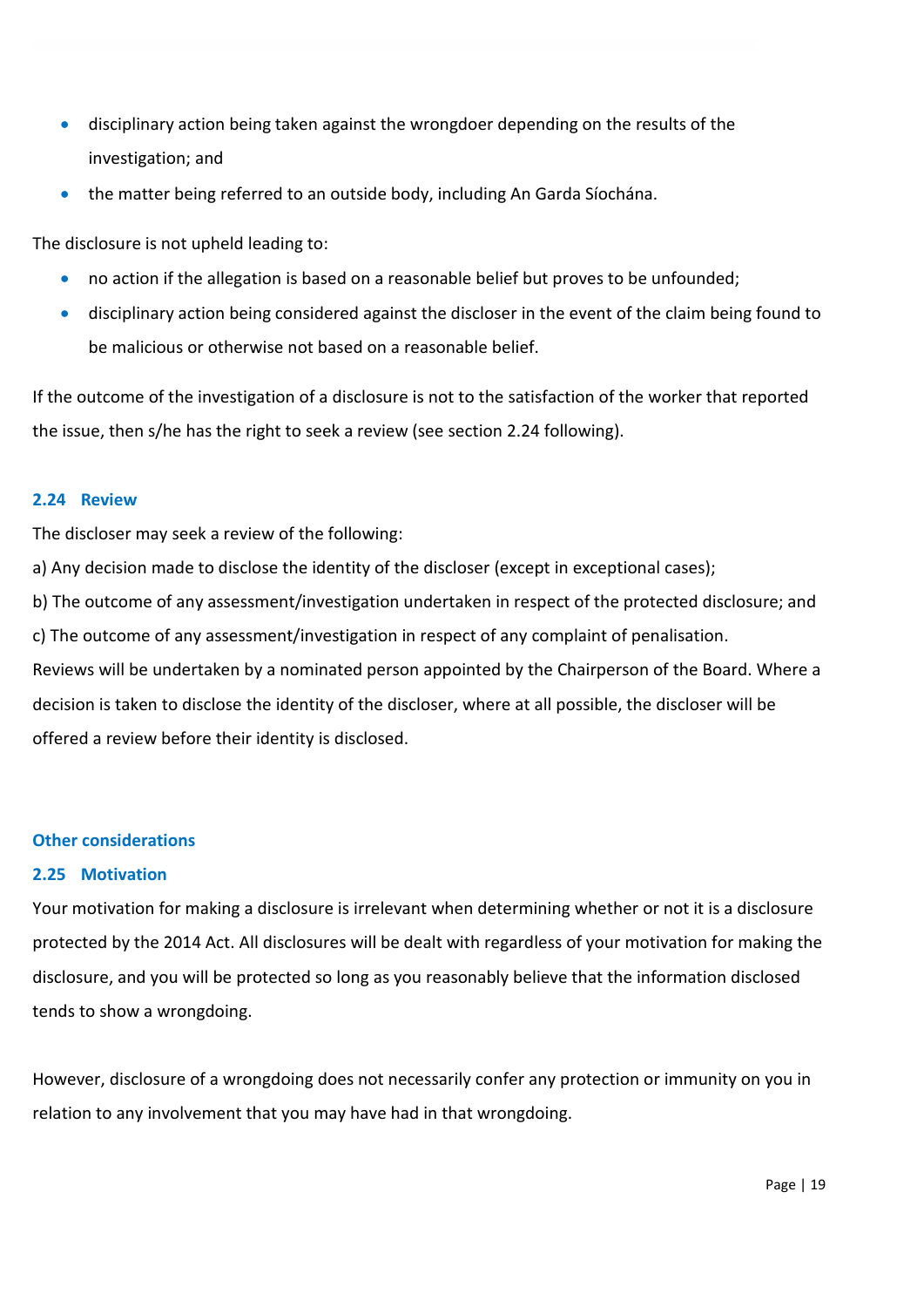- disciplinary action being taken against the wrongdoer depending on the results of the investigation; and
- the matter being referred to an outside body, including An Garda Síochána.

The disclosure is not upheld leading to:

- no action if the allegation is based on a reasonable belief but proves to be unfounded;
- disciplinary action being considered against the discloser in the event of the claim being found to be malicious or otherwise not based on a reasonable belief.

If the outcome of the investigation of a disclosure is not to the satisfaction of the worker that reported the issue, then s/he has the right to seek a review (see section 2.24 following).

### 2.24 Review

The discloser may seek a review of the following:

a) Any decision made to disclose the identity of the discloser (except in exceptional cases);

b) The outcome of any assessment/investigation undertaken in respect of the protected disclosure; and

c) The outcome of any assessment/investigation in respect of any complaint of penalisation.

Reviews will be undertaken by a nominated person appointed by the Chairperson of the Board. Where a decision is taken to disclose the identity of the discloser, where at all possible, the discloser will be offered a review before their identity is disclosed.

## Other considerations

### 2.25 Motivation

Your motivation for making a disclosure is irrelevant when determining whether or not it is a disclosure protected by the 2014 Act. All disclosures will be dealt with regardless of your motivation for making the disclosure, and you will be protected so long as you reasonably believe that the information disclosed tends to show a wrongdoing.

However, disclosure of a wrongdoing does not necessarily confer any protection or immunity on you in relation to any involvement that you may have had in that wrongdoing.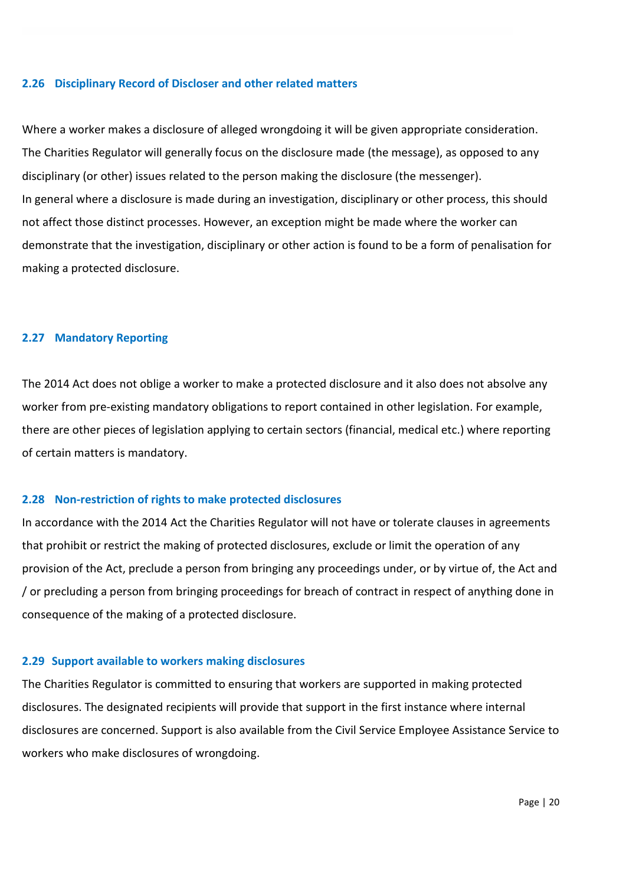### 2.26 Disciplinary Record of Discloser and other related matters

Where a worker makes a disclosure of alleged wrongdoing it will be given appropriate consideration. The Charities Regulator will generally focus on the disclosure made (the message), as opposed to any disciplinary (or other) issues related to the person making the disclosure (the messenger). In general where a disclosure is made during an investigation, disciplinary or other process, this should not affect those distinct processes. However, an exception might be made where the worker can demonstrate that the investigation, disciplinary or other action is found to be a form of penalisation for making a protected disclosure.

### 2.27 Mandatory Reporting

The 2014 Act does not oblige a worker to make a protected disclosure and it also does not absolve any worker from pre-existing mandatory obligations to report contained in other legislation. For example, there are other pieces of legislation applying to certain sectors (financial, medical etc.) where reporting of certain matters is mandatory.

### 2.28 Non-restriction of rights to make protected disclosures

In accordance with the 2014 Act the Charities Regulator will not have or tolerate clauses in agreements that prohibit or restrict the making of protected disclosures, exclude or limit the operation of any provision of the Act, preclude a person from bringing any proceedings under, or by virtue of, the Act and / or precluding a person from bringing proceedings for breach of contract in respect of anything done in consequence of the making of a protected disclosure.

### 2.29 Support available to workers making disclosures

The Charities Regulator is committed to ensuring that workers are supported in making protected disclosures. The designated recipients will provide that support in the first instance where internal disclosures are concerned. Support is also available from the Civil Service Employee Assistance Service to workers who make disclosures of wrongdoing.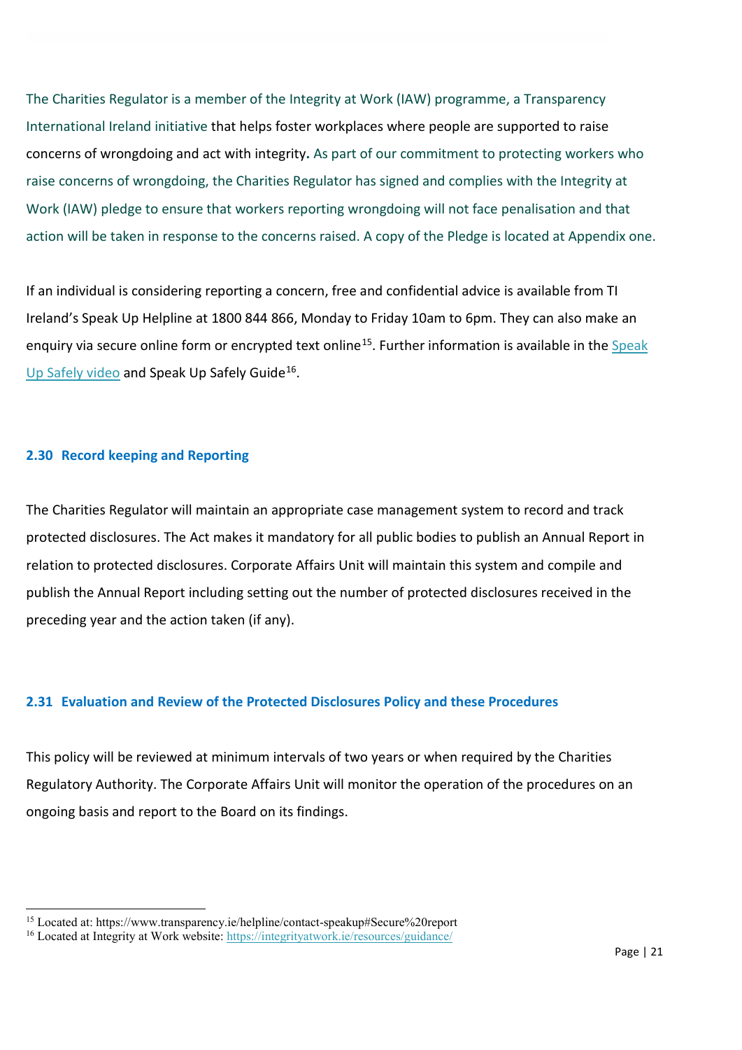The Charities Regulator is a member of the Integrity at Work (IAW) programme, a Transparency International Ireland initiative that helps foster workplaces where people are supported to raise concerns of wrongdoing and act with integrity**.** As part of our commitment to protecting workers who raise concerns of wrongdoing, the Charities Regulator has signed and complies with the Integrity at Work (IAW) pledge to ensure that workers reporting wrongdoing will not face penalisation and that action will be taken in response to the concerns raised. A copy of the Pledge is located at Appendix one.

If an individual is considering reporting a concern, free and confidential advice is available from TI Ireland's Speak Up Helpline at 1800 844 866, Monday to Friday 10am to 6pm. They can also make an enquiry via secure online form or encrypted text online[15]. Further information is available in the Speak Up Safely video and Speak Up Safely Guide[16].

### 2.30 Record keeping and Reporting

The Charities Regulator will maintain an appropriate case management system to record and track protected disclosures. The Act makes it mandatory for all public bodies to publish an Annual Report in relation to protected disclosures. Corporate Affairs Unit will maintain this system and compile and publish the Annual Report including setting out the number of protected disclosures received in the preceding year and the action taken (if any).

### 2.31 Evaluation and Review of the Protected Disclosures Policy and these Procedures

This policy will be reviewed at minimum intervals of two years or when required by the Charities Regulatory Authority. The Corporate Affairs Unit will monitor the operation of the procedures on an ongoing basis and report to the Board on its findings.

---

[15] Located at: https://www.transparency.ie/helpline/contact-speakup#Secure%20report

[16] Located at Integrity at Work website: https://integrityatwork.ie/resources/guidance/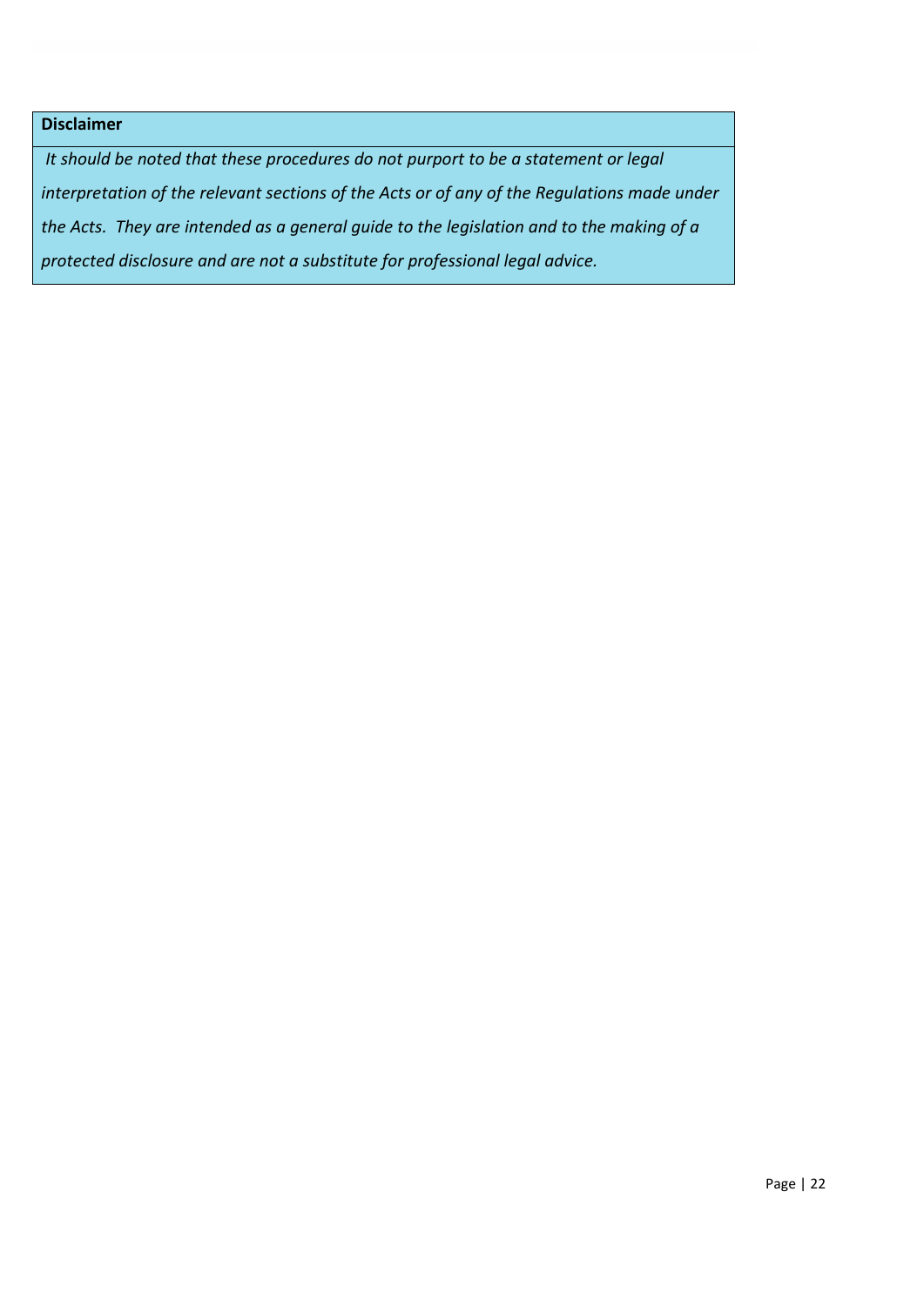**Disclaimer**

*It should be noted that these procedures do not purport to be a statement or legal interpretation of the relevant sections of the Acts or of any of the Regulations made under the Acts. They are intended as a general guide to the legislation and to the making of a protected disclosure and are not a substitute for professional legal advice.*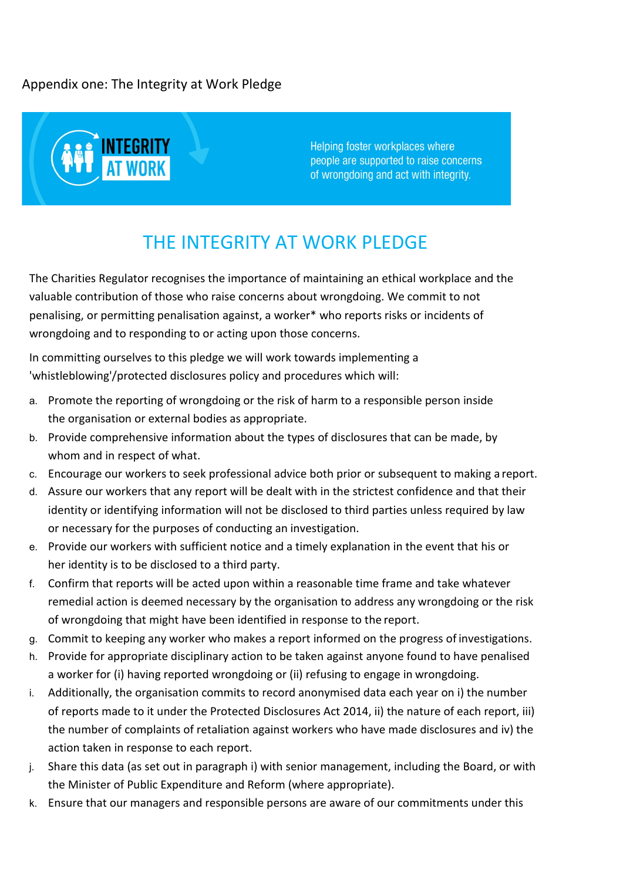Appendix one: The Integrity at Work Pledge

INTEGRITY AT WORK

Helping foster workplaces where people are supported to raise concerns of wrongdoing and act with integrity.

# THE INTEGRITY AT WORK PLEDGE

The Charities Regulator recognises the importance of maintaining an ethical workplace and the valuable contribution of those who raise concerns about wrongdoing. We commit to not penalising, or permitting penalisation against, a worker* who reports risks or incidents of wrongdoing and to responding to or acting upon those concerns.

In committing ourselves to this pledge we will work towards implementing a 'whistleblowing'/protected disclosures policy and procedures which will:

a. Promote the reporting of wrongdoing or the risk of harm to a responsible person inside the organisation or external bodies as appropriate.
b. Provide comprehensive information about the types of disclosures that can be made, by whom and in respect of what.
c. Encourage our workers to seek professional advice both prior or subsequent to making a report.
d. Assure our workers that any report will be dealt with in the strictest confidence and that their identity or identifying information will not be disclosed to third parties unless required by law or necessary for the purposes of conducting an investigation.
e. Provide our workers with sufficient notice and a timely explanation in the event that his or her identity is to be disclosed to a third party.
f. Confirm that reports will be acted upon within a reasonable time frame and take whatever remedial action is deemed necessary by the organisation to address any wrongdoing or the risk of wrongdoing that might have been identified in response to the report.
g. Commit to keeping any worker who makes a report informed on the progress of investigations.
h. Provide for appropriate disciplinary action to be taken against anyone found to have penalised a worker for (i) having reported wrongdoing or (ii) refusing to engage in wrongdoing.
i. Additionally, the organisation commits to record anonymised data each year on i) the number of reports made to it under the Protected Disclosures Act 2014, ii) the nature of each report, iii) the number of complaints of retaliation against workers who have made disclosures and iv) the action taken in response to each report.
j. Share this data (as set out in paragraph i) with senior management, including the Board, or with the Minister of Public Expenditure and Reform (where appropriate).
k. Ensure that our managers and responsible persons are aware of our commitments under this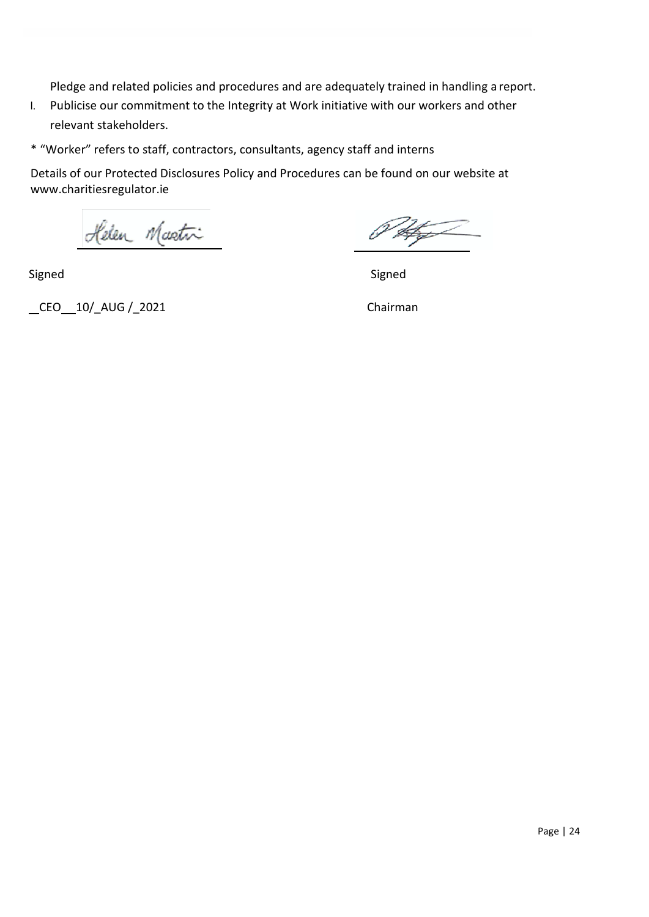Pledge and related policies and procedures and are adequately trained in handling a report.

I. Publicise our commitment to the Integrity at Work initiative with our workers and other relevant stakeholders.

* "Worker" refers to staff, contractors, consultants, agency staff and interns

Details of our Protected Disclosures Policy and Procedures can be found on our website at www.charitiesregulator.ie

Signed

_CEO__10/_AUG /_2021

Signed

Chairman